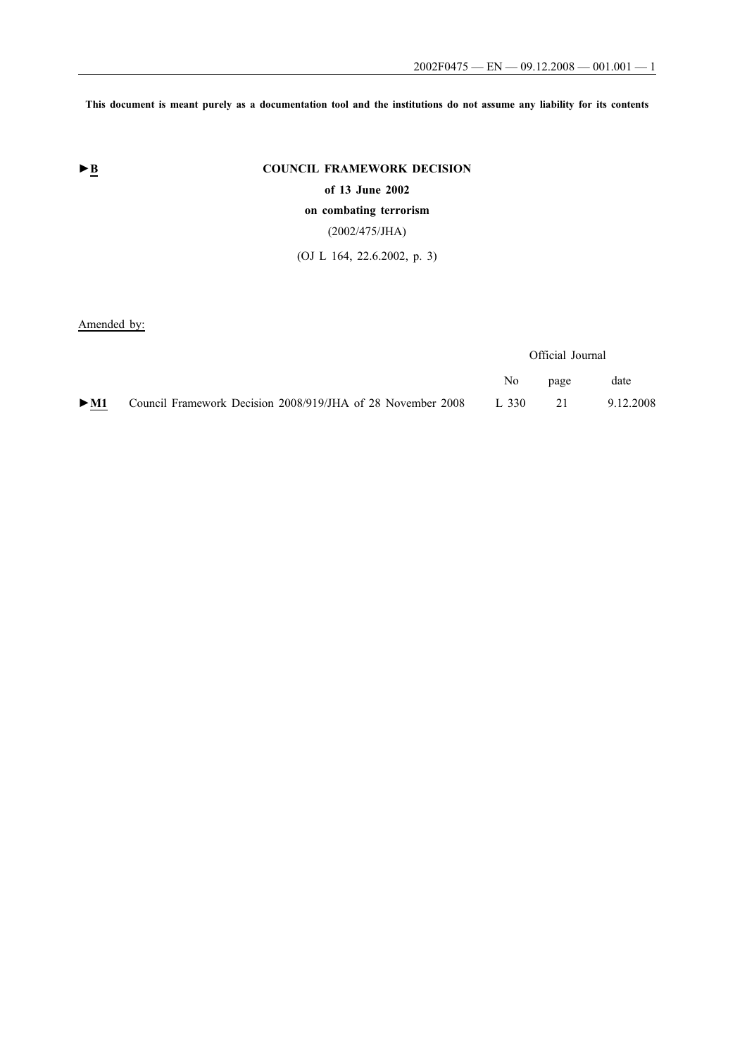**This document is meant purely as a documentation tool and the institutions do not assume any liability for its contents**

►B

# COUNCIL FRAMEWORK DECISION

## of 13 June 2002

## on combating terrorism

(2002/475/JHA)

(OJ L 164, 22.6.2002, p. 3)

Amended by:

| | | Official Journal | | |
|---|---|---|---|---|
| | | No | page | date |
| ►M1 | Council Framework Decision 2008/919/JHA of 28 November 2008 | L 330 | 21 | 9.12.2008 |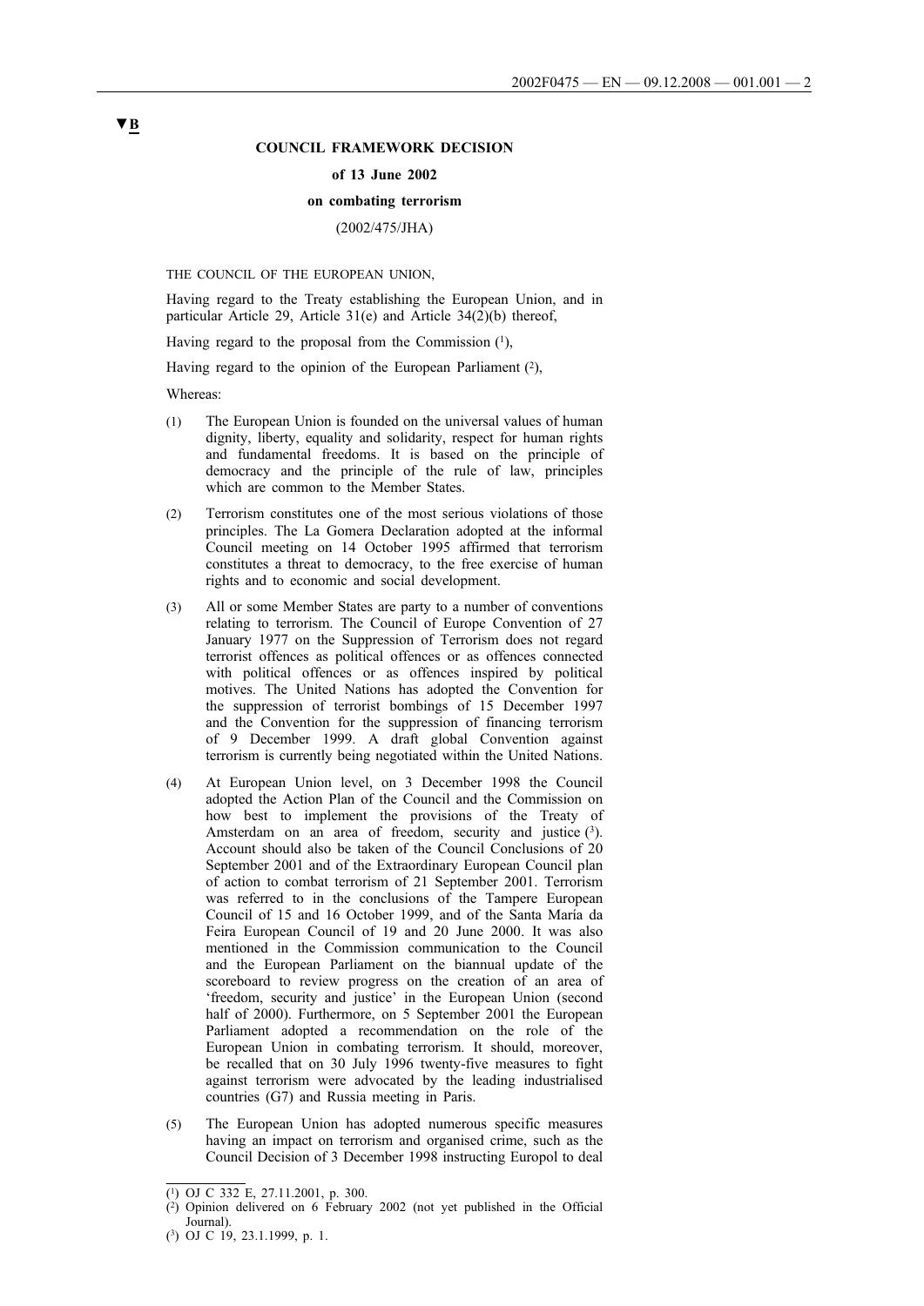▼B

**COUNCIL FRAMEWORK DECISION**

**of 13 June 2002**

**on combating terrorism**

(2002/475/JHA)

THE COUNCIL OF THE EUROPEAN UNION,

Having regard to the Treaty establishing the European Union, and in particular Article 29, Article 31(e) and Article 34(2)(b) thereof,

Having regard to the proposal from the Commission ([1]),

Having regard to the opinion of the European Parliament ([2]),

Whereas:

(1) The European Union is founded on the universal values of human dignity, liberty, equality and solidarity, respect for human rights and fundamental freedoms. It is based on the principle of democracy and the principle of the rule of law, principles which are common to the Member States.

(2) Terrorism constitutes one of the most serious violations of those principles. The La Gomera Declaration adopted at the informal Council meeting on 14 October 1995 affirmed that terrorism constitutes a threat to democracy, to the free exercise of human rights and to economic and social development.

(3) All or some Member States are party to a number of conventions relating to terrorism. The Council of Europe Convention of 27 January 1977 on the Suppression of Terrorism does not regard terrorist offences as political offences or as offences connected with political offences or as offences inspired by political motives. The United Nations has adopted the Convention for the suppression of terrorist bombings of 15 December 1997 and the Convention for the suppression of financing terrorism of 9 December 1999. A draft global Convention against terrorism is currently being negotiated within the United Nations.

(4) At European Union level, on 3 December 1998 the Council adopted the Action Plan of the Council and the Commission on how best to implement the provisions of the Treaty of Amsterdam on an area of freedom, security and justice ([3]). Account should also be taken of the Council Conclusions of 20 September 2001 and of the Extraordinary European Council plan of action to combat terrorism of 21 September 2001. Terrorism was referred to in the conclusions of the Tampere European Council of 15 and 16 October 1999, and of the Santa María da Feira European Council of 19 and 20 June 2000. It was also mentioned in the Commission communication to the Council and the European Parliament on the biannual update of the scoreboard to review progress on the creation of an area of 'freedom, security and justice' in the European Union (second half of 2000). Furthermore, on 5 September 2001 the European Parliament adopted a recommendation on the role of the European Union in combating terrorism. It should, moreover, be recalled that on 30 July 1996 twenty-five measures to fight against terrorism were advocated by the leading industrialised countries (G7) and Russia meeting in Paris.

(5) The European Union has adopted numerous specific measures having an impact on terrorism and organised crime, such as the Council Decision of 3 December 1998 instructing Europol to deal

---

([1]) OJ C 332 E, 27.11.2001, p. 300.

([2]) Opinion delivered on 6 February 2002 (not yet published in the Official Journal).

([3]) OJ C 19, 23.1.1999, p. 1.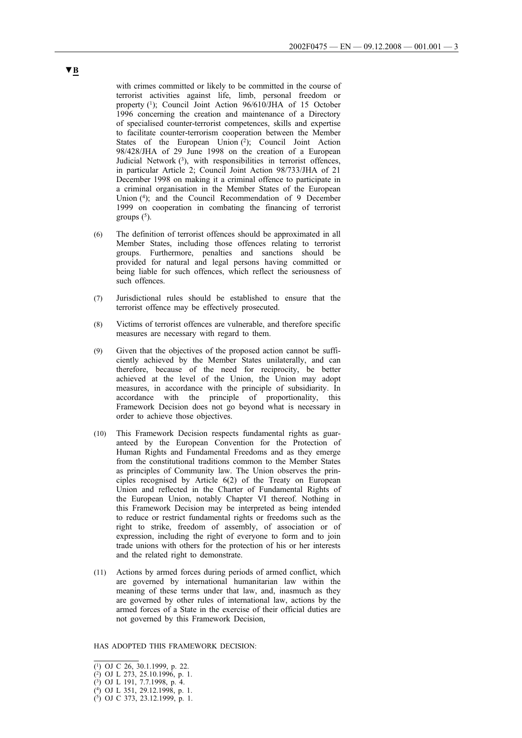▼B

with crimes committed or likely to be committed in the course of terrorist activities against life, limb, personal freedom or property [1]; Council Joint Action 96/610/JHA of 15 October 1996 concerning the creation and maintenance of a Directory of specialised counter-terrorist competences, skills and expertise to facilitate counter-terrorism cooperation between the Member States of the European Union [2]; Council Joint Action 98/428/JHA of 29 June 1998 on the creation of a European Judicial Network [3], with responsibilities in terrorist offences, in particular Article 2; Council Joint Action 98/733/JHA of 21 December 1998 on making it a criminal offence to participate in a criminal organisation in the Member States of the European Union [4]; and the Council Recommendation of 9 December 1999 on cooperation in combating the financing of terrorist groups [5].

(6) The definition of terrorist offences should be approximated in all Member States, including those offences relating to terrorist groups. Furthermore, penalties and sanctions should be provided for natural and legal persons having committed or being liable for such offences, which reflect the seriousness of such offences.

(7) Jurisdictional rules should be established to ensure that the terrorist offence may be effectively prosecuted.

(8) Victims of terrorist offences are vulnerable, and therefore specific measures are necessary with regard to them.

(9) Given that the objectives of the proposed action cannot be sufficiently achieved by the Member States unilaterally, and can therefore, because of the need for reciprocity, be better achieved at the level of the Union, the Union may adopt measures, in accordance with the principle of subsidiarity. In accordance with the principle of proportionality, this Framework Decision does not go beyond what is necessary in order to achieve those objectives.

(10) This Framework Decision respects fundamental rights as guaranteed by the European Convention for the Protection of Human Rights and Fundamental Freedoms and as they emerge from the constitutional traditions common to the Member States as principles of Community law. The Union observes the principles recognised by Article 6(2) of the Treaty on European Union and reflected in the Charter of Fundamental Rights of the European Union, notably Chapter VI thereof. Nothing in this Framework Decision may be interpreted as being intended to reduce or restrict fundamental rights or freedoms such as the right to strike, freedom of assembly, of association or of expression, including the right of everyone to form and to join trade unions with others for the protection of his or her interests and the related right to demonstrate.

(11) Actions by armed forces during periods of armed conflict, which are governed by international humanitarian law within the meaning of these terms under that law, and, inasmuch as they are governed by other rules of international law, actions by the armed forces of a State in the exercise of their official duties are not governed by this Framework Decision,

HAS ADOPTED THIS FRAMEWORK DECISION:

---

[1] OJ C 26, 30.1.1999, p. 22.
[2] OJ L 273, 25.10.1996, p. 1.
[3] OJ L 191, 7.7.1998, p. 4.
[4] OJ L 351, 29.12.1998, p. 1.
[5] OJ C 373, 23.12.1999, p. 1.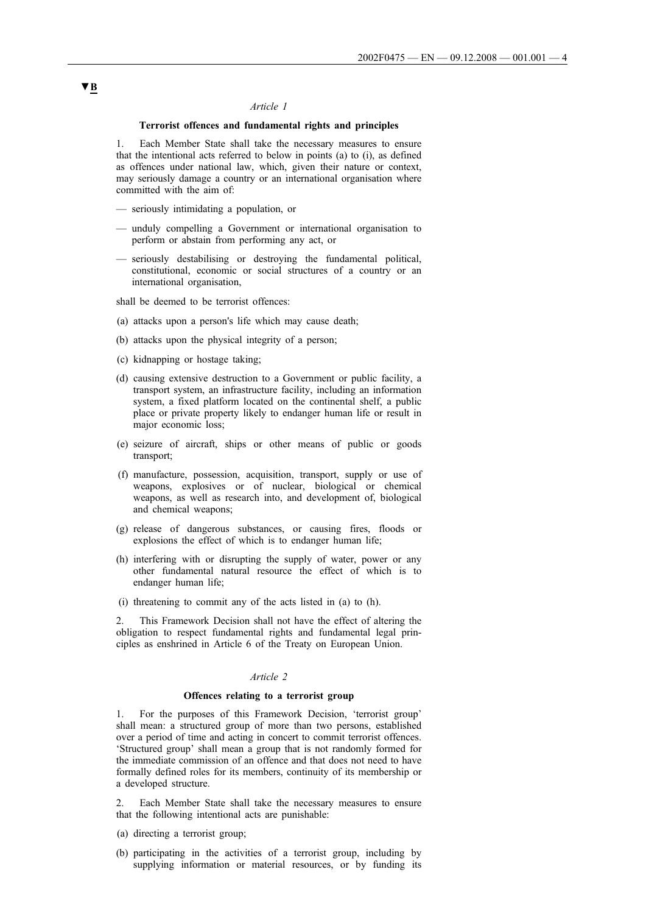▼B

*Article 1*

**Terrorist offences and fundamental rights and principles**

1. Each Member State shall take the necessary measures to ensure that the intentional acts referred to below in points (a) to (i), as defined as offences under national law, which, given their nature or context, may seriously damage a country or an international organisation where committed with the aim of:

— seriously intimidating a population, or

— unduly compelling a Government or international organisation to perform or abstain from performing any act, or

— seriously destabilising or destroying the fundamental political, constitutional, economic or social structures of a country or an international organisation,

shall be deemed to be terrorist offences:

(a) attacks upon a person's life which may cause death;

(b) attacks upon the physical integrity of a person;

(c) kidnapping or hostage taking;

(d) causing extensive destruction to a Government or public facility, a transport system, an infrastructure facility, including an information system, a fixed platform located on the continental shelf, a public place or private property likely to endanger human life or result in major economic loss;

(e) seizure of aircraft, ships or other means of public or goods transport;

(f) manufacture, possession, acquisition, transport, supply or use of weapons, explosives or of nuclear, biological or chemical weapons, as well as research into, and development of, biological and chemical weapons;

(g) release of dangerous substances, or causing fires, floods or explosions the effect of which is to endanger human life;

(h) interfering with or disrupting the supply of water, power or any other fundamental natural resource the effect of which is to endanger human life;

(i) threatening to commit any of the acts listed in (a) to (h).

2. This Framework Decision shall not have the effect of altering the obligation to respect fundamental rights and fundamental legal principles as enshrined in Article 6 of the Treaty on European Union.

*Article 2*

**Offences relating to a terrorist group**

1. For the purposes of this Framework Decision, 'terrorist group' shall mean: a structured group of more than two persons, established over a period of time and acting in concert to commit terrorist offences. 'Structured group' shall mean a group that is not randomly formed for the immediate commission of an offence and that does not need to have formally defined roles for its members, continuity of its membership or a developed structure.

2. Each Member State shall take the necessary measures to ensure that the following intentional acts are punishable:

(a) directing a terrorist group;

(b) participating in the activities of a terrorist group, including by supplying information or material resources, or by funding its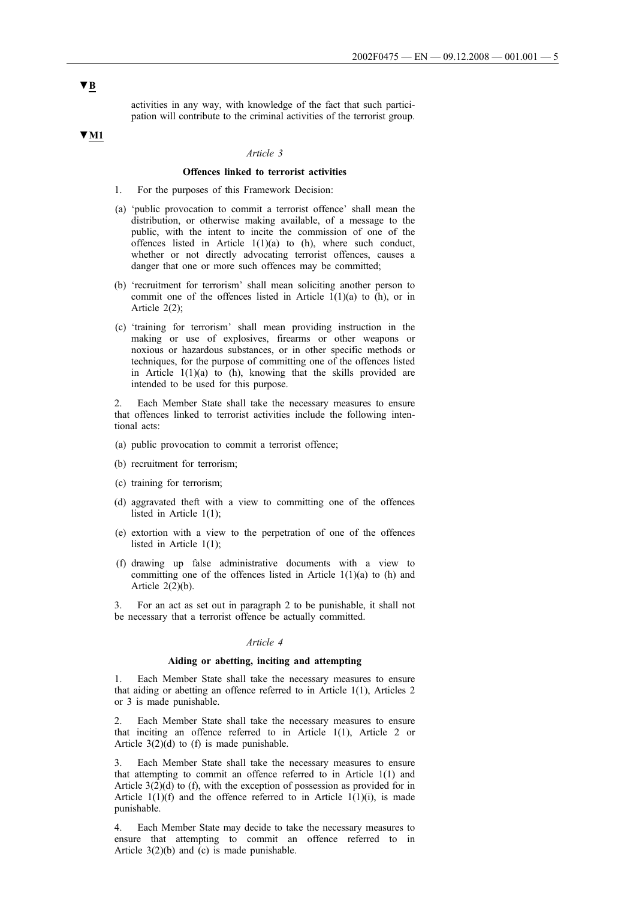▼B

activities in any way, with knowledge of the fact that such participation will contribute to the criminal activities of the terrorist group.

▼M1

*Article 3*

**Offences linked to terrorist activities**

1. For the purposes of this Framework Decision:

(a) 'public provocation to commit a terrorist offence' shall mean the distribution, or otherwise making available, of a message to the public, with the intent to incite the commission of one of the offences listed in Article 1(1)(a) to (h), where such conduct, whether or not directly advocating terrorist offences, causes a danger that one or more such offences may be committed;

(b) 'recruitment for terrorism' shall mean soliciting another person to commit one of the offences listed in Article 1(1)(a) to (h), or in Article 2(2);

(c) 'training for terrorism' shall mean providing instruction in the making or use of explosives, firearms or other weapons or noxious or hazardous substances, or in other specific methods or techniques, for the purpose of committing one of the offences listed in Article 1(1)(a) to (h), knowing that the skills provided are intended to be used for this purpose.

2. Each Member State shall take the necessary measures to ensure that offences linked to terrorist activities include the following intentional acts:

(a) public provocation to commit a terrorist offence;

(b) recruitment for terrorism;

(c) training for terrorism;

(d) aggravated theft with a view to committing one of the offences listed in Article 1(1);

(e) extortion with a view to the perpetration of one of the offences listed in Article 1(1);

(f) drawing up false administrative documents with a view to committing one of the offences listed in Article 1(1)(a) to (h) and Article 2(2)(b).

3. For an act as set out in paragraph 2 to be punishable, it shall not be necessary that a terrorist offence be actually committed.

*Article 4*

**Aiding or abetting, inciting and attempting**

1. Each Member State shall take the necessary measures to ensure that aiding or abetting an offence referred to in Article 1(1), Articles 2 or 3 is made punishable.

2. Each Member State shall take the necessary measures to ensure that inciting an offence referred to in Article 1(1), Article 2 or Article 3(2)(d) to (f) is made punishable.

3. Each Member State shall take the necessary measures to ensure that attempting to commit an offence referred to in Article 1(1) and Article 3(2)(d) to (f), with the exception of possession as provided for in Article 1(1)(f) and the offence referred to in Article 1(1)(i), is made punishable.

4. Each Member State may decide to take the necessary measures to ensure that attempting to commit an offence referred to in Article 3(2)(b) and (c) is made punishable.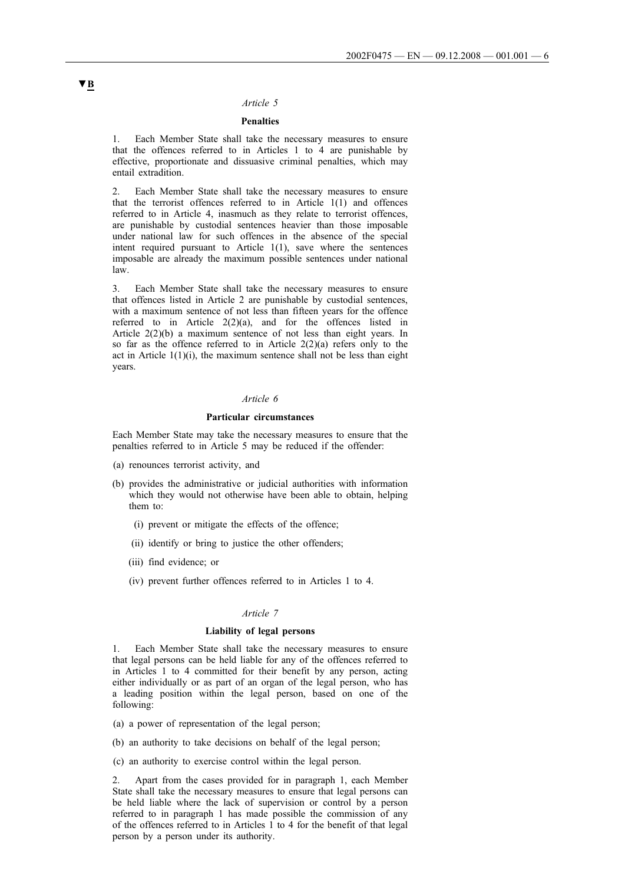▼B

*Article 5*

**Penalties**

1. Each Member State shall take the necessary measures to ensure that the offences referred to in Articles 1 to 4 are punishable by effective, proportionate and dissuasive criminal penalties, which may entail extradition.

2. Each Member State shall take the necessary measures to ensure that the terrorist offences referred to in Article 1(1) and offences referred to in Article 4, inasmuch as they relate to terrorist offences, are punishable by custodial sentences heavier than those imposable under national law for such offences in the absence of the special intent required pursuant to Article 1(1), save where the sentences imposable are already the maximum possible sentences under national law.

3. Each Member State shall take the necessary measures to ensure that offences listed in Article 2 are punishable by custodial sentences, with a maximum sentence of not less than fifteen years for the offence referred to in Article 2(2)(a), and for the offences listed in Article 2(2)(b) a maximum sentence of not less than eight years. In so far as the offence referred to in Article 2(2)(a) refers only to the act in Article 1(1)(i), the maximum sentence shall not be less than eight years.

*Article 6*

**Particular circumstances**

Each Member State may take the necessary measures to ensure that the penalties referred to in Article 5 may be reduced if the offender:

(a) renounces terrorist activity, and

(b) provides the administrative or judicial authorities with information which they would not otherwise have been able to obtain, helping them to:

  (i) prevent or mitigate the effects of the offence;

  (ii) identify or bring to justice the other offenders;

  (iii) find evidence; or

  (iv) prevent further offences referred to in Articles 1 to 4.

*Article 7*

**Liability of legal persons**

1. Each Member State shall take the necessary measures to ensure that legal persons can be held liable for any of the offences referred to in Articles 1 to 4 committed for their benefit by any person, acting either individually or as part of an organ of the legal person, who has a leading position within the legal person, based on one of the following:

(a) a power of representation of the legal person;

(b) an authority to take decisions on behalf of the legal person;

(c) an authority to exercise control within the legal person.

2. Apart from the cases provided for in paragraph 1, each Member State shall take the necessary measures to ensure that legal persons can be held liable where the lack of supervision or control by a person referred to in paragraph 1 has made possible the commission of any of the offences referred to in Articles 1 to 4 for the benefit of that legal person by a person under its authority.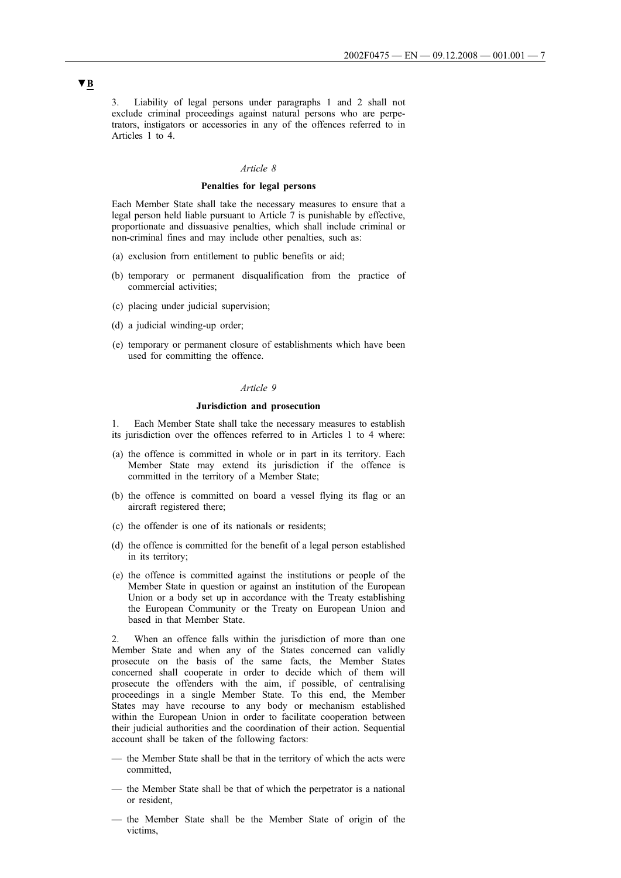▼B

3. Liability of legal persons under paragraphs 1 and 2 shall not exclude criminal proceedings against natural persons who are perpetrators, instigators or accessories in any of the offences referred to in Articles 1 to 4.

*Article 8*

**Penalties for legal persons**

Each Member State shall take the necessary measures to ensure that a legal person held liable pursuant to Article 7 is punishable by effective, proportionate and dissuasive penalties, which shall include criminal or non-criminal fines and may include other penalties, such as:

(a) exclusion from entitlement to public benefits or aid;

(b) temporary or permanent disqualification from the practice of commercial activities;

(c) placing under judicial supervision;

(d) a judicial winding-up order;

(e) temporary or permanent closure of establishments which have been used for committing the offence.

*Article 9*

**Jurisdiction and prosecution**

1. Each Member State shall take the necessary measures to establish its jurisdiction over the offences referred to in Articles 1 to 4 where:

(a) the offence is committed in whole or in part in its territory. Each Member State may extend its jurisdiction if the offence is committed in the territory of a Member State;

(b) the offence is committed on board a vessel flying its flag or an aircraft registered there;

(c) the offender is one of its nationals or residents;

(d) the offence is committed for the benefit of a legal person established in its territory;

(e) the offence is committed against the institutions or people of the Member State in question or against an institution of the European Union or a body set up in accordance with the Treaty establishing the European Community or the Treaty on European Union and based in that Member State.

2. When an offence falls within the jurisdiction of more than one Member State and when any of the States concerned can validly prosecute on the basis of the same facts, the Member States concerned shall cooperate in order to decide which of them will prosecute the offenders with the aim, if possible, of centralising proceedings in a single Member State. To this end, the Member States may have recourse to any body or mechanism established within the European Union in order to facilitate cooperation between their judicial authorities and the coordination of their action. Sequential account shall be taken of the following factors:

— the Member State shall be that in the territory of which the acts were committed,

— the Member State shall be that of which the perpetrator is a national or resident,

— the Member State shall be the Member State of origin of the victims,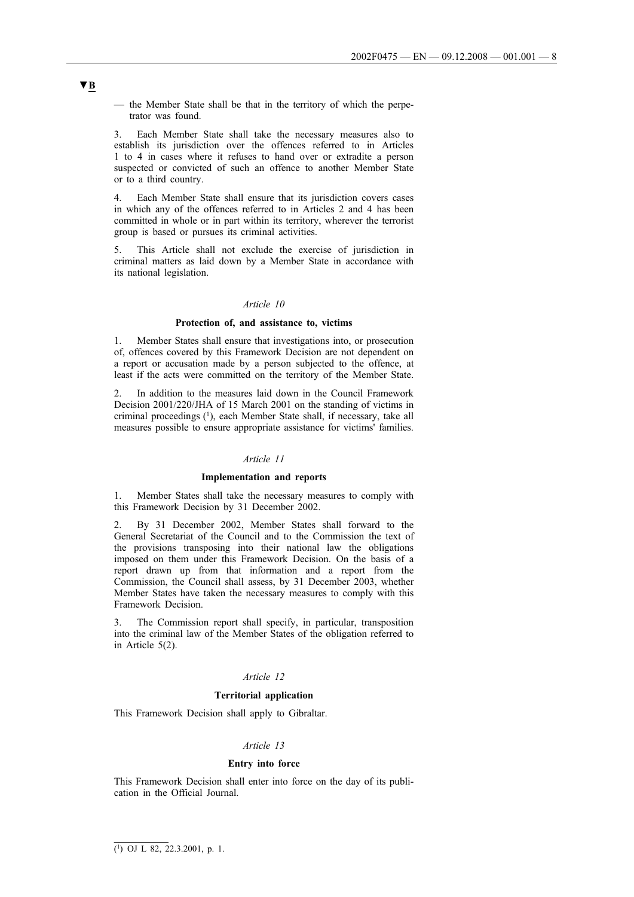▼B

— the Member State shall be that in the territory of which the perpetrator was found.

3. Each Member State shall take the necessary measures also to establish its jurisdiction over the offences referred to in Articles 1 to 4 in cases where it refuses to hand over or extradite a person suspected or convicted of such an offence to another Member State or to a third country.

4. Each Member State shall ensure that its jurisdiction covers cases in which any of the offences referred to in Articles 2 and 4 has been committed in whole or in part within its territory, wherever the terrorist group is based or pursues its criminal activities.

5. This Article shall not exclude the exercise of jurisdiction in criminal matters as laid down by a Member State in accordance with its national legislation.

*Article 10*

**Protection of, and assistance to, victims**

1. Member States shall ensure that investigations into, or prosecution of, offences covered by this Framework Decision are not dependent on a report or accusation made by a person subjected to the offence, at least if the acts were committed on the territory of the Member State.

2. In addition to the measures laid down in the Council Framework Decision 2001/220/JHA of 15 March 2001 on the standing of victims in criminal proceedings [1], each Member State shall, if necessary, take all measures possible to ensure appropriate assistance for victims' families.

*Article 11*

**Implementation and reports**

1. Member States shall take the necessary measures to comply with this Framework Decision by 31 December 2002.

2. By 31 December 2002, Member States shall forward to the General Secretariat of the Council and to the Commission the text of the provisions transposing into their national law the obligations imposed on them under this Framework Decision. On the basis of a report drawn up from that information and a report from the Commission, the Council shall assess, by 31 December 2003, whether Member States have taken the necessary measures to comply with this Framework Decision.

3. The Commission report shall specify, in particular, transposition into the criminal law of the Member States of the obligation referred to in Article 5(2).

*Article 12*

**Territorial application**

This Framework Decision shall apply to Gibraltar.

*Article 13*

**Entry into force**

This Framework Decision shall enter into force on the day of its publication in the Official Journal.

---

[1] OJ L 82, 22.3.2001, p. 1.